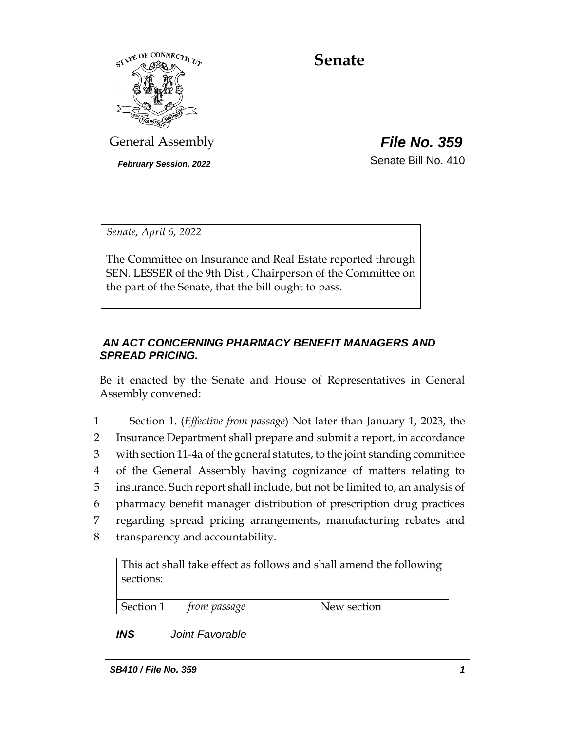# Senate

General Assembly

***File No. 359***

***February Session, 2022***

Senate Bill No. 410

*Senate, April 6, 2022*

The Committee on Insurance and Real Estate reported through SEN. LESSER of the 9th Dist., Chairperson of the Committee on the part of the Senate, that the bill ought to pass.

***AN ACT CONCERNING PHARMACY BENEFIT MANAGERS AND SPREAD PRICING.***

Be it enacted by the Senate and House of Representatives in General Assembly convened:

1 Section 1. (*Effective from passage*) Not later than January 1, 2023, the
2 Insurance Department shall prepare and submit a report, in accordance
3 with section 11-4a of the general statutes, to the joint standing committee
4 of the General Assembly having cognizance of matters relating to
5 insurance. Such report shall include, but not be limited to, an analysis of
6 pharmacy benefit manager distribution of prescription drug practices
7 regarding spread pricing arrangements, manufacturing rebates and
8 transparency and accountability.

| This act shall take effect as follows and shall amend the following sections: | | |
|---|---|---|
| Section 1 | *from passage* | New section |

***INS*** *Joint Favorable*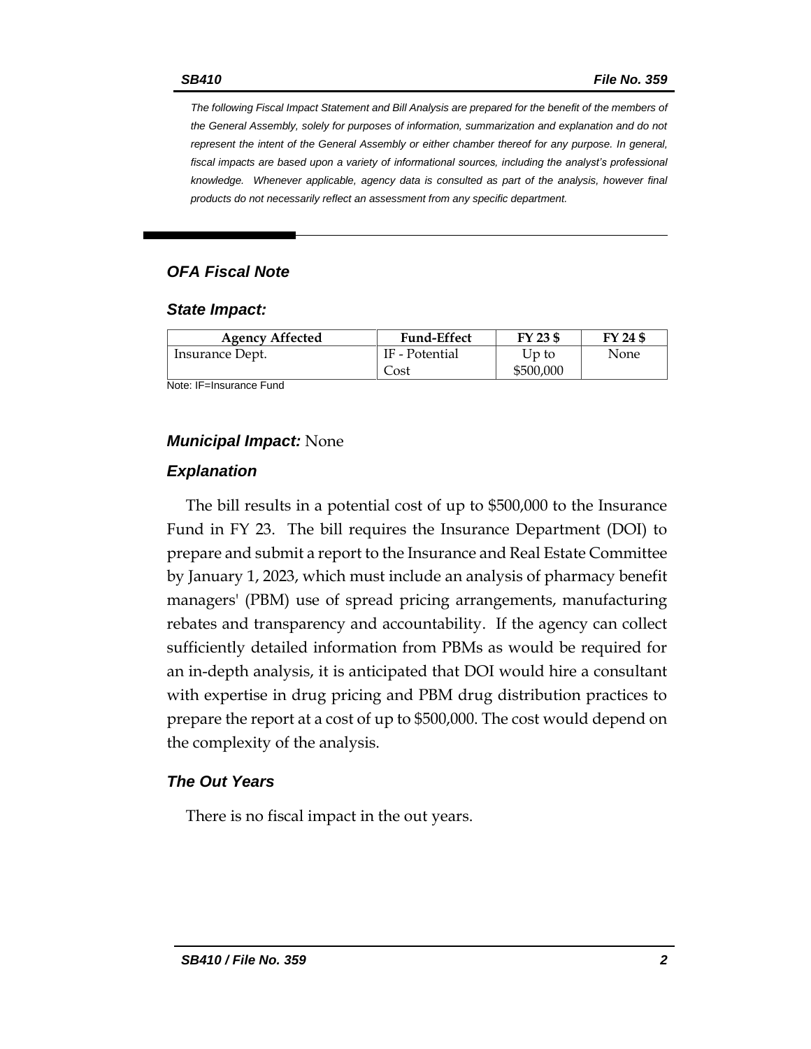*The following Fiscal Impact Statement and Bill Analysis are prepared for the benefit of the members of the General Assembly, solely for purposes of information, summarization and explanation and do not represent the intent of the General Assembly or either chamber thereof for any purpose. In general, fiscal impacts are based upon a variety of informational sources, including the analyst's professional knowledge. Whenever applicable, agency data is consulted as part of the analysis, however final products do not necessarily reflect an assessment from any specific department.*

## *OFA Fiscal Note*

### *State Impact:*

| Agency Affected | Fund-Effect | FY 23 $ | FY 24 $ |
|---|---|---|---|
| Insurance Dept. | IF - Potential Cost | Up to $500,000 | None |

Note: IF=Insurance Fund

### *Municipal Impact:* None

### *Explanation*

The bill results in a potential cost of up to $500,000 to the Insurance Fund in FY 23. The bill requires the Insurance Department (DOI) to prepare and submit a report to the Insurance and Real Estate Committee by January 1, 2023, which must include an analysis of pharmacy benefit managers' (PBM) use of spread pricing arrangements, manufacturing rebates and transparency and accountability. If the agency can collect sufficiently detailed information from PBMs as would be required for an in-depth analysis, it is anticipated that DOI would hire a consultant with expertise in drug pricing and PBM drug distribution practices to prepare the report at a cost of up to $500,000. The cost would depend on the complexity of the analysis.

### *The Out Years*

There is no fiscal impact in the out years.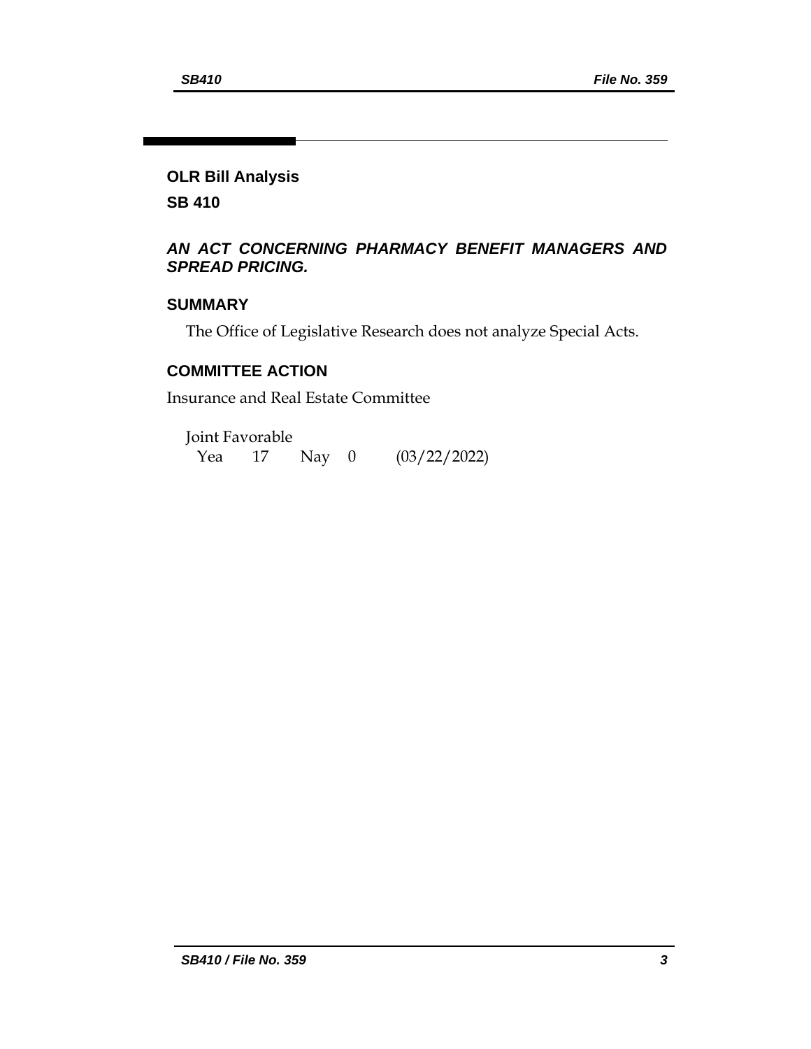## OLR Bill Analysis

## SB 410

### *AN ACT CONCERNING PHARMACY BENEFIT MANAGERS AND SPREAD PRICING.*

### SUMMARY

The Office of Legislative Research does not analyze Special Acts.

### COMMITTEE ACTION

Insurance and Real Estate Committee

Joint Favorable
Yea 17 Nay 0 (03/22/2022)